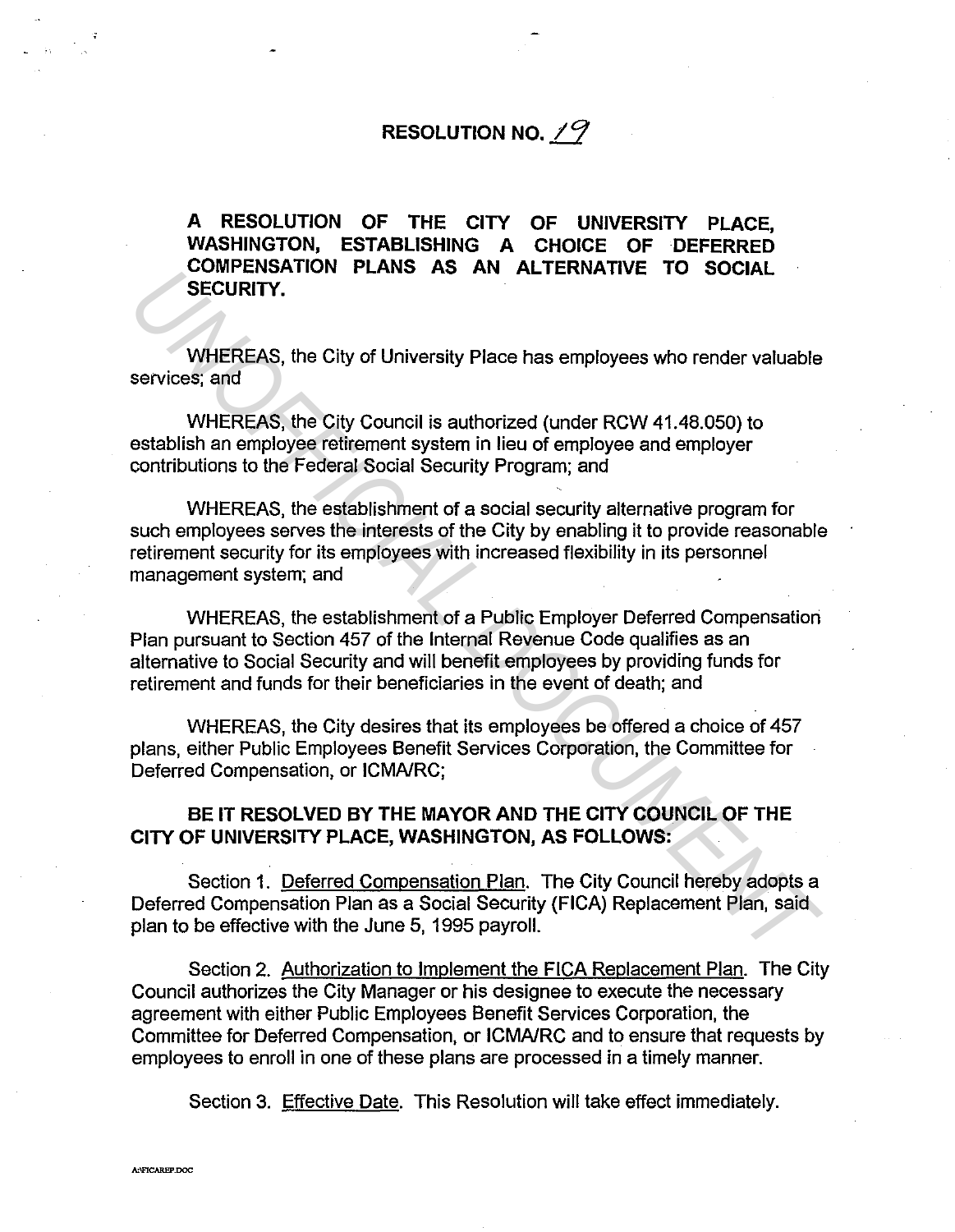# RESOLUTION NO. 19

**A RESOLUTION OF THE CITY OF UNIVERSITY PLACE, WASHINGTON, ESTABLISHING A CHOICE OF DEFERRED COMPENSATION PLANS AS AN ALTERNATIVE TO SOCIAL SECURITY.**

WHEREAS, the City of University Place has employees who render valuable services; and

WHEREAS, the City Council is authorized (under RCW 41.48.050) to establish an employee retirement system in lieu of employee and employer contributions to the Federal Social Security Program; and

WHEREAS, the establishment of a social security alternative program for such employees serves the interests of the City by enabling it to provide reasonable retirement security for its employees with increased flexibility in its personnel management system; and

WHEREAS, the establishment of a Public Employer Deferred Compensation Plan pursuant to Section 457 of the Internal Revenue Code qualifies as an alternative to Social Security and will benefit employees by providing funds for retirement and funds for their beneficiaries in the event of death; and

WHEREAS, the City desires that its employees be offered a choice of 457 plans, either Public Employees Benefit Services Corporation, the Committee for Deferred Compensation, or ICMA/RC;

**BE IT RESOLVED BY THE MAYOR AND THE CITY COUNCIL OF THE CITY OF UNIVERSITY PLACE, WASHINGTON, AS FOLLOWS:**

Section 1. Deferred Compensation Plan. The City Council hereby adopts a Deferred Compensation Plan as a Social Security (FICA) Replacement Plan, said plan to be effective with the June 5, 1995 payroll.

Section 2. Authorization to Implement the FICA Replacement Plan. The City Council authorizes the City Manager or his designee to execute the necessary agreement with either Public Employees Benefit Services Corporation, the Committee for Deferred Compensation, or ICMA/RC and to ensure that requests by employees to enroll in one of these plans are processed in a timely manner.

Section 3. Effective Date. This Resolution will take effect immediately.

A:FICAREP.DOC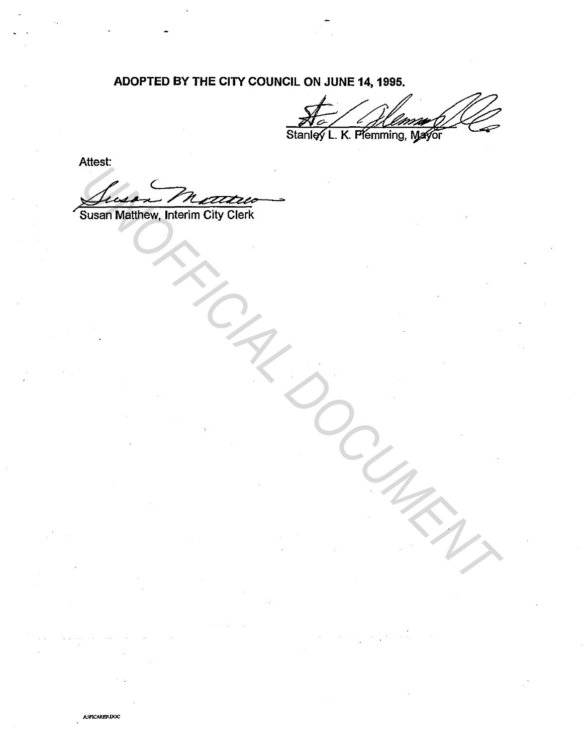**ADOPTED BY THE CITY COUNCIL ON JUNE 14, 1995.**

Stanley L. K. Flemming, Mayor

Attest:

Susan Matthew, Interim City Clerk

A:\FICAREP.DOC